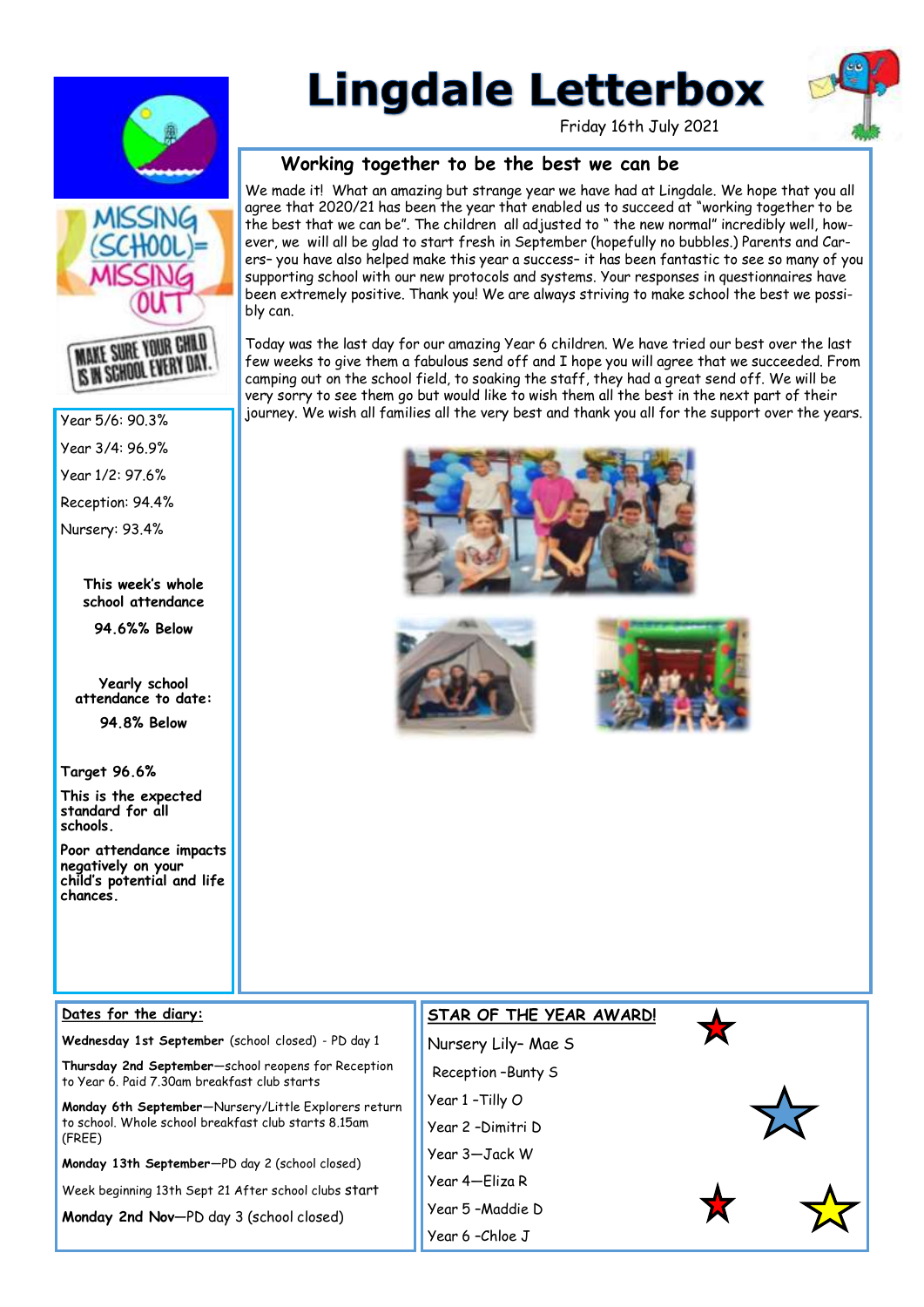# Lingdale Letterbox

Friday 16th July 2021

## Working together to be the best we can be

We made it! What an amazing but strange year we have had at Lingdale. We hope that you all agree that 2020/21 has been the year that enabled us to succeed at "working together to be the best that we can be". The children all adjusted to " the new normal" incredibly well, however, we will all be glad to start fresh in September (hopefully no bubbles.) Parents and Carers– you have also helped make this year a success– it has been fantastic to see so many of you supporting school with our new protocols and systems. Your responses in questionnaires have been extremely positive. Thank you! We are always striving to make school the best we possibly can.

Today was the last day for our amazing Year 6 children. We have tried our best over the last few weeks to give them a fabulous send off and I hope you will agree that we succeeded. From camping out on the school field, to soaking the staff, they had a great send off. We will be very sorry to see them go but would like to wish them all the best in the next part of their journey. We wish all families all the very best and thank you all for the support over the years.

MISSING (SCHOOL) = MISSING OUT

MAKE SURE YOUR CHILD IS IN SCHOOL EVERY DAY.

Year 5/6: 90.3%

Year 3/4: 96.9%

Year 1/2: 97.6%

Reception: 94.4%

Nursery: 93.4%

**This week's whole school attendance**

**94.6%% Below**

**Yearly school attendance to date:**

**94.8% Below**

**Target 96.6%**

**This is the expected standard for all schools.**

**Poor attendance impacts negatively on your child's potential and life chances.**

## Dates for the diary:

**Wednesday 1st September** (school closed) - PD day 1

**Thursday 2nd September**—school reopens for Reception to Year 6. Paid 7.30am breakfast club starts

**Monday 6th September**—Nursery/Little Explorers return to school. Whole school breakfast club starts 8.15am (FREE)

**Monday 13th September**—PD day 2 (school closed)

Week beginning 13th Sept 21 After school clubs start

**Monday 2nd Nov**—PD day 3 (school closed)

## STAR OF THE YEAR AWARD!

Nursery Lily– Mae S

Reception –Bunty S

Year 1 –Tilly O

Year 2 –Dimitri D

Year 3—Jack W

Year 4—Eliza R

Year 5 –Maddie D

Year 6 –Chloe J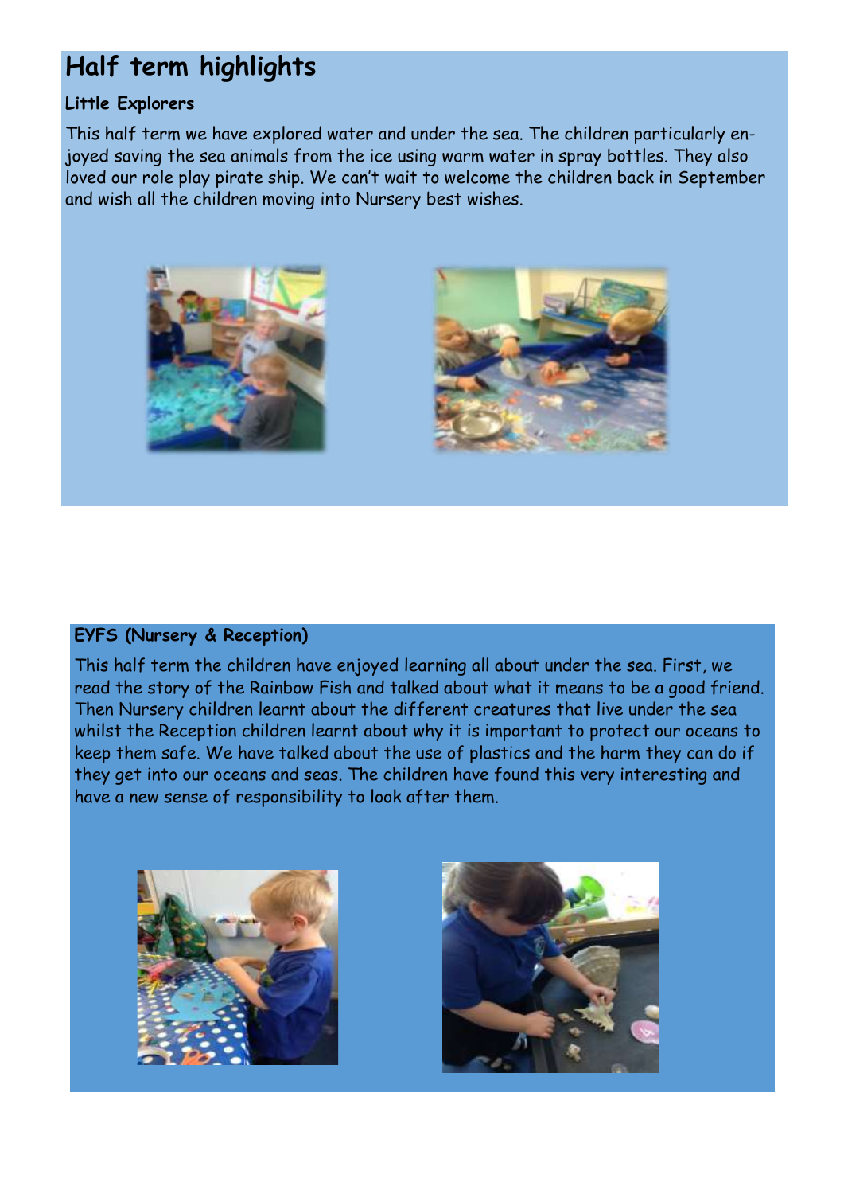# Half term highlights

**Little Explorers**

This half term we have explored water and under the sea. The children particularly enjoyed saving the sea animals from the ice using warm water in spray bottles. They also loved our role play pirate ship. We can't wait to welcome the children back in September and wish all the children moving into Nursery best wishes.

**EYFS (Nursery & Reception)**

This half term the children have enjoyed learning all about under the sea. First, we read the story of the Rainbow Fish and talked about what it means to be a good friend. Then Nursery children learnt about the different creatures that live under the sea whilst the Reception children learnt about why it is important to protect our oceans to keep them safe. We have talked about the use of plastics and the harm they can do if they get into our oceans and seas. The children have found this very interesting and have a new sense of responsibility to look after them.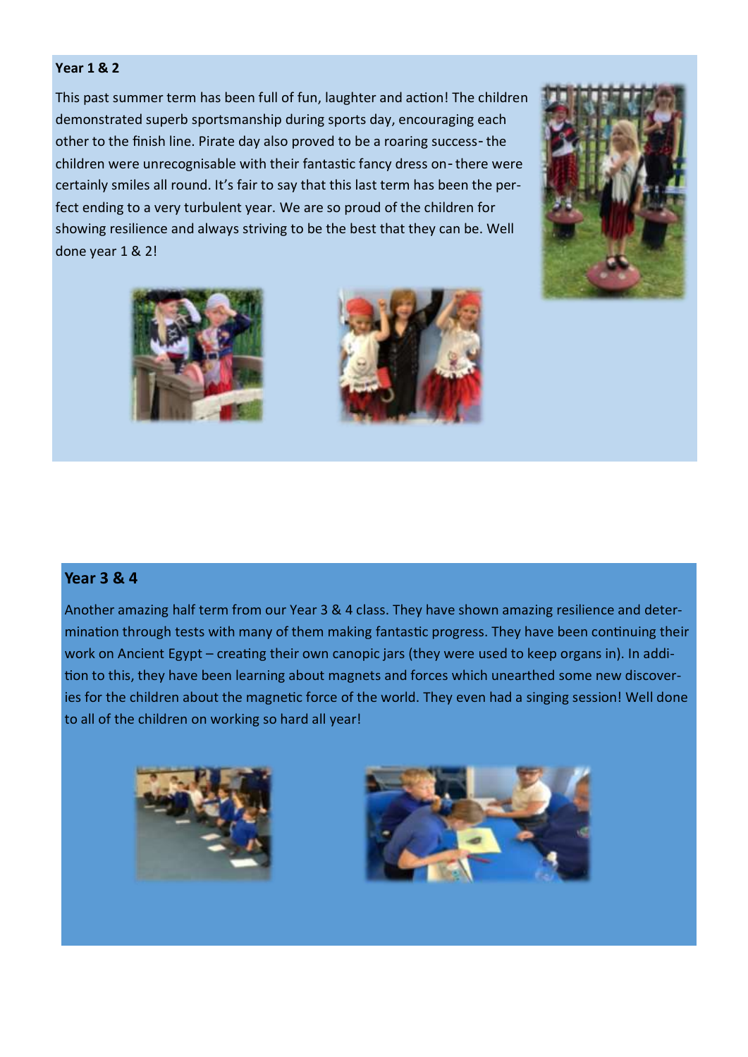**Year 1 & 2**

This past summer term has been full of fun, laughter and action! The children demonstrated superb sportsmanship during sports day, encouraging each other to the finish line. Pirate day also proved to be a roaring success- the children were unrecognisable with their fantastic fancy dress on- there were certainly smiles all round. It's fair to say that this last term has been the perfect ending to a very turbulent year. We are so proud of the children for showing resilience and always striving to be the best that they can be. Well done year 1 & 2!

**Year 3 & 4**

Another amazing half term from our Year 3 & 4 class. They have shown amazing resilience and determination through tests with many of them making fantastic progress. They have been continuing their work on Ancient Egypt – creating their own canopic jars (they were used to keep organs in). In addition to this, they have been learning about magnets and forces which unearthed some new discoveries for the children about the magnetic force of the world. They even had a singing session! Well done to all of the children on working so hard all year!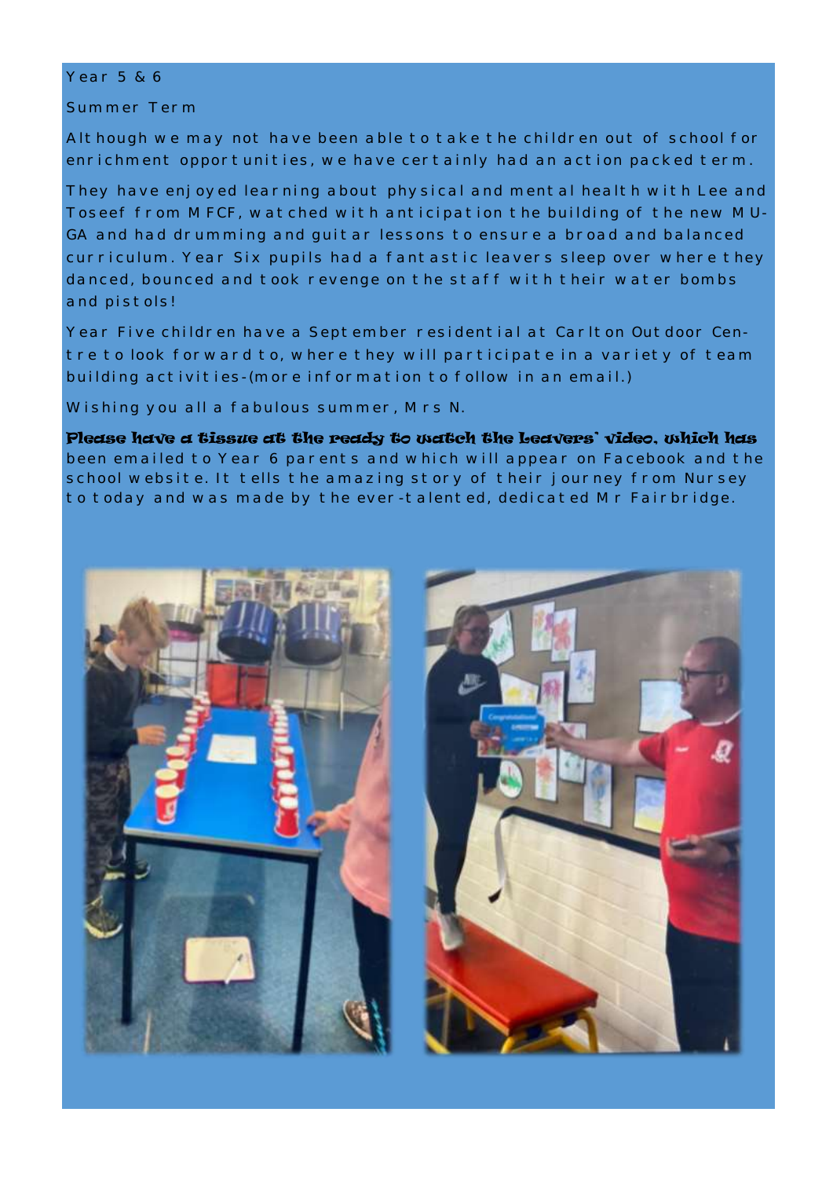Year 5 & 6

Summer Term

Although we may not have been able to take the children out of school for enrichment opportunities, we have certainly had an action packed term.

They have enjoyed learning about physical and mental health with Lee and Toseef from MFCF, watched with anticipation the building of the new MU-GA and had drumming and guitar lessons to ensure a broad and balanced curriculum. Year Six pupils had a fantastic leavers sleep over where they danced, bounced and took revenge on the staff with their water bombs and pistols!

Year Five children have a September residential at Carlton Outdoor Centre to look forward to, where they will participate in a variety of team building activities-(more information to follow in an email.)

Wishing you all a fabulous summer, Mrs N.

**Please have a tissue at the ready to watch the Leavers' video, which has** been emailed to Year 6 parents and which will appear on Facebook and the school website. It tells the amazing story of their journey from Nursey to today and was made by the ever-talented, dedicated Mr Fairbridge.